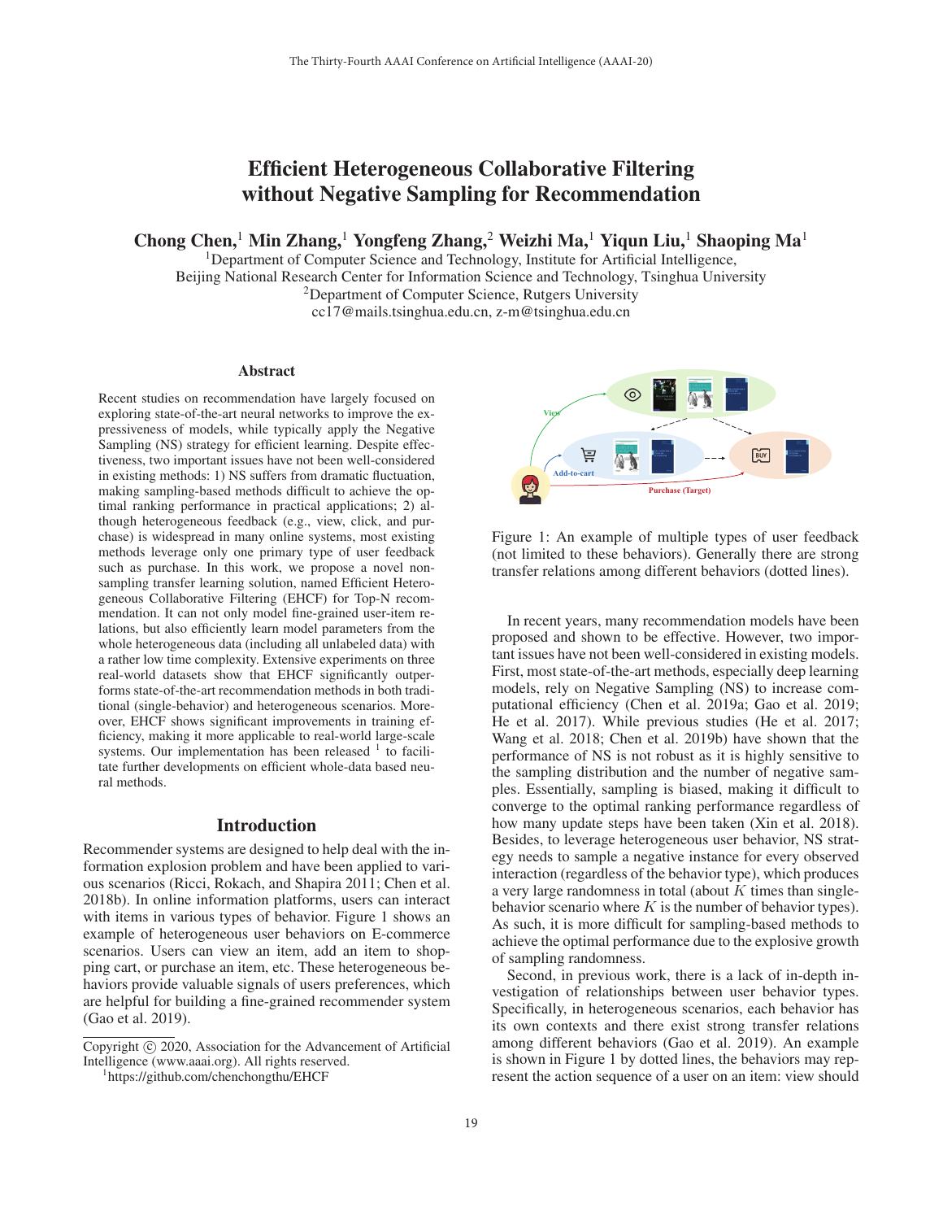# Efficient Heterogeneous Collaborative Filtering without Negative Sampling for Recommendation

**Chong Chen,**[1] **Min Zhang,**[1] **Yongfeng Zhang,**[2] **Weizhi Ma,**[1] **Yiqun Liu,**[1] **Shaoping Ma**[1]

[1]Department of Computer Science and Technology, Institute for Artificial Intelligence,
Beijing National Research Center for Information Science and Technology, Tsinghua University
[2]Department of Computer Science, Rutgers University
cc17@mails.tsinghua.edu.cn, z-m@tsinghua.edu.cn

## Abstract

Recent studies on recommendation have largely focused on exploring state-of-the-art neural networks to improve the expressiveness of models, while typically apply the Negative Sampling (NS) strategy for efficient learning. Despite effectiveness, two important issues have not been well-considered in existing methods: 1) NS suffers from dramatic fluctuation, making sampling-based methods difficult to achieve the optimal ranking performance in practical applications; 2) although heterogeneous feedback (e.g., view, click, and purchase) is widespread in many online systems, most existing methods leverage only one primary type of user feedback such as purchase. In this work, we propose a novel non-sampling transfer learning solution, named Efficient Heterogeneous Collaborative Filtering (EHCF) for Top-N recommendation. It can not only model fine-grained user-item relations, but also efficiently learn model parameters from the whole heterogeneous data (including all unlabeled data) with a rather low time complexity. Extensive experiments on three real-world datasets show that EHCF significantly outperforms state-of-the-art recommendation methods in both traditional (single-behavior) and heterogeneous scenarios. Moreover, EHCF shows significant improvements in training efficiency, making it more applicable to real-world large-scale systems. Our implementation has been released [1] to facilitate further developments on efficient whole-data based neural methods.

## Introduction

Recommender systems are designed to help deal with the information explosion problem and have been applied to various scenarios (Ricci, Rokach, and Shapira 2011; Chen et al. 2018b). In online information platforms, users can interact with items in various types of behavior. Figure 1 shows an example of heterogeneous user behaviors on E-commerce scenarios. Users can view an item, add an item to shopping cart, or purchase an item, etc. These heterogeneous behaviors provide valuable signals of users preferences, which are helpful for building a fine-grained recommender system (Gao et al. 2019).

Figure 1: An example of multiple types of user feedback (not limited to these behaviors). Generally there are strong transfer relations among different behaviors (dotted lines).

In recent years, many recommendation models have been proposed and shown to be effective. However, two important issues have not been well-considered in existing models. First, most state-of-the-art methods, especially deep learning models, rely on Negative Sampling (NS) to increase computational efficiency (Chen et al. 2019a; Gao et al. 2019; He et al. 2017). While previous studies (He et al. 2017; Wang et al. 2018; Chen et al. 2019b) have shown that the performance of NS is not robust as it is highly sensitive to the sampling distribution and the number of negative samples. Essentially, sampling is biased, making it difficult to converge to the optimal ranking performance regardless of how many update steps have been taken (Xin et al. 2018). Besides, to leverage heterogeneous user behavior, NS strategy needs to sample a negative instance for every observed interaction (regardless of the behavior type), which produces a very large randomness in total (about $K$ times than single-behavior scenario where $K$ is the number of behavior types). As such, it is more difficult for sampling-based methods to achieve the optimal performance due to the explosive growth of sampling randomness.

Second, in previous work, there is a lack of in-depth investigation of relationships between user behavior types. Specifically, in heterogeneous scenarios, each behavior has its own contexts and there exist strong transfer relations among different behaviors (Gao et al. 2019). An example is shown in Figure 1 by dotted lines, the behaviors may represent the action sequence of a user on an item: view should

Copyright © 2020, Association for the Advancement of Artificial Intelligence (www.aaai.org). All rights reserved.

[1]https://github.com/chenchongthu/EHCF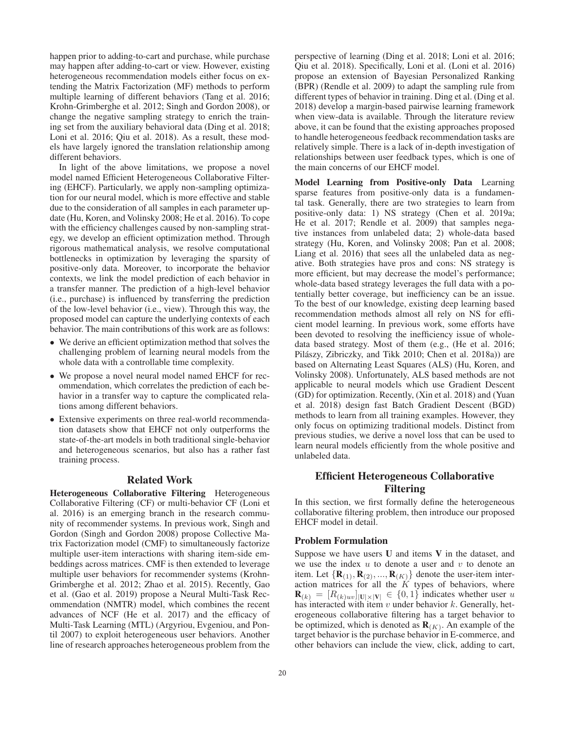happen prior to adding-to-cart and purchase, while purchase may happen after adding-to-cart or view. However, existing heterogeneous recommendation models either focus on extending the Matrix Factorization (MF) methods to perform multiple learning of different behaviors (Tang et al. 2016; Krohn-Grimberghe et al. 2012; Singh and Gordon 2008), or change the negative sampling strategy to enrich the training set from the auxiliary behavioral data (Ding et al. 2018; Loni et al. 2016; Qiu et al. 2018). As a result, these models have largely ignored the translation relationship among different behaviors.

In light of the above limitations, we propose a novel model named Efficient Heterogeneous Collaborative Filtering (EHCF). Particularly, we apply non-sampling optimization for our neural model, which is more effective and stable due to the consideration of all samples in each parameter update (Hu, Koren, and Volinsky 2008; He et al. 2016). To cope with the efficiency challenges caused by non-sampling strategy, we develop an efficient optimization method. Through rigorous mathematical analysis, we resolve computational bottlenecks in optimization by leveraging the sparsity of positive-only data. Moreover, to incorporate the behavior contexts, we link the model prediction of each behavior in a transfer manner. The prediction of a high-level behavior (i.e., purchase) is influenced by transferring the prediction of the low-level behavior (i.e., view). Through this way, the proposed model can capture the underlying contexts of each behavior. The main contributions of this work are as follows:

- We derive an efficient optimization method that solves the challenging problem of learning neural models from the whole data with a controllable time complexity.
- We propose a novel neural model named EHCF for recommendation, which correlates the prediction of each behavior in a transfer way to capture the complicated relations among different behaviors.
- Extensive experiments on three real-world recommendation datasets show that EHCF not only outperforms the state-of-the-art models in both traditional single-behavior and heterogeneous scenarios, but also has a rather fast training process.

## Related Work

**Heterogeneous Collaborative Filtering** Heterogeneous Collaborative Filtering (CF) or multi-behavior CF (Loni et al. 2016) is an emerging branch in the research community of recommender systems. In previous work, Singh and Gordon (Singh and Gordon 2008) propose Collective Matrix Factorization model (CMF) to simultaneously factorize multiple user-item interactions with sharing item-side embeddings across matrices. CMF is then extended to leverage multiple user behaviors for recommender systems (Krohn-Grimberghe et al. 2012; Zhao et al. 2015). Recently, Gao et al. (Gao et al. 2019) propose a Neural Multi-Task Recommendation (NMTR) model, which combines the recent advances of NCF (He et al. 2017) and the efficacy of Multi-Task Learning (MTL) (Argyriou, Evgeniou, and Pontil 2007) to exploit heterogeneous user behaviors. Another line of research approaches heterogeneous problem from the perspective of learning (Ding et al. 2018; Loni et al. 2016; Qiu et al. 2018). Specifically, Loni et al. (Loni et al. 2016) propose an extension of Bayesian Personalized Ranking (BPR) (Rendle et al. 2009) to adapt the sampling rule from different types of behavior in training. Ding et al. (Ding et al. 2018) develop a margin-based pairwise learning framework when view-data is available. Through the literature review above, it can be found that the existing approaches proposed to handle heterogeneous feedback recommendation tasks are relatively simple. There is a lack of in-depth investigation of relationships between user feedback types, which is one of the main concerns of our EHCF model.

**Model Learning from Positive-only Data** Learning sparse features from positive-only data is a fundamental task. Generally, there are two strategies to learn from positive-only data: 1) NS strategy (Chen et al. 2019a; He et al. 2017; Rendle et al. 2009) that samples negative instances from unlabeled data; 2) whole-data based strategy (Hu, Koren, and Volinsky 2008; Pan et al. 2008; Liang et al. 2016) that sees all the unlabeled data as negative. Both strategies have pros and cons: NS strategy is more efficient, but may decrease the model's performance; whole-data based strategy leverages the full data with a potentially better coverage, but inefficiency can be an issue. To the best of our knowledge, existing deep learning based recommendation methods almost all rely on NS for efficient model learning. In previous work, some efforts have been devoted to resolving the inefficiency issue of whole-data based strategy. Most of them (e.g., (He et al. 2016; Pilászy, Zibriczky, and Tikk 2010; Chen et al. 2018a)) are based on Alternating Least Squares (ALS) (Hu, Koren, and Volinsky 2008). Unfortunately, ALS based methods are not applicable to neural models which use Gradient Descent (GD) for optimization. Recently, (Xin et al. 2018) and (Yuan et al. 2018) design fast Batch Gradient Descent (BGD) methods to learn from all training examples. However, they only focus on optimizing traditional models. Distinct from previous studies, we derive a novel loss that can be used to learn neural models efficiently from the whole positive and unlabeled data.

## Efficient Heterogeneous Collaborative Filtering

In this section, we first formally define the heterogeneous collaborative filtering problem, then introduce our proposed EHCF model in detail.

### Problem Formulation

Suppose we have users $\mathbf{U}$ and items $\mathbf{V}$ in the dataset, and we use the index $u$ to denote a user and $v$ to denote an item. Let $\{\mathbf{R}_{(1)}, \mathbf{R}_{(2)}, ..., \mathbf{R}_{(K)}\}$ denote the user-item interaction matrices for all the $K$ types of behaviors, where $\mathbf{R}_{(k)} = [R_{(k)uv}]_{|\mathbf{U}|\times|\mathbf{V}|} \in \{0,1\}$ indicates whether user $u$ has interacted with item $v$ under behavior $k$. Generally, heterogeneous collaborative filtering has a target behavior to be optimized, which is denoted as $\mathbf{R}_{(K)}$. An example of the target behavior is the purchase behavior in E-commerce, and other behaviors can include the view, click, adding to cart,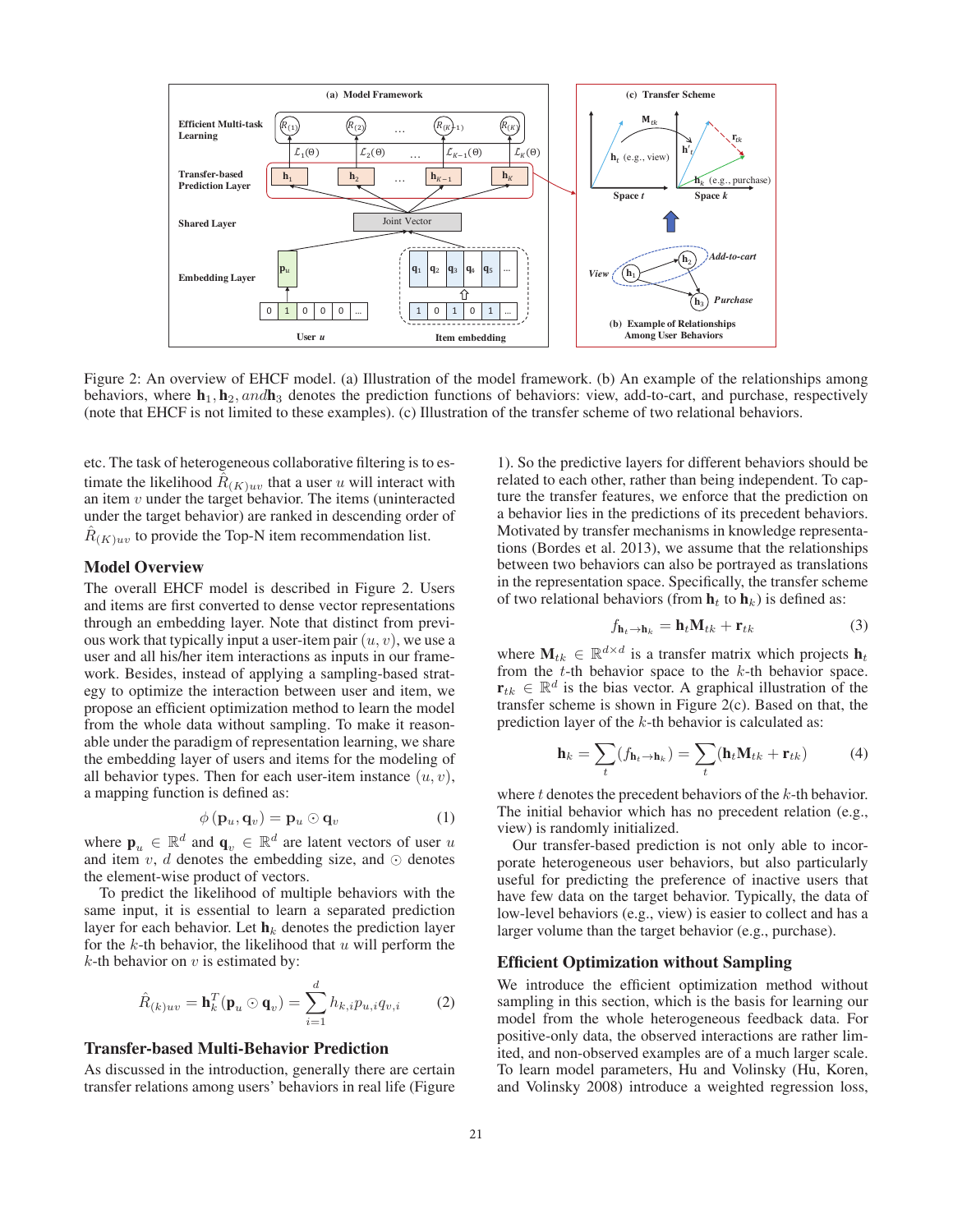Figure 2: An overview of EHCF model. (a) Illustration of the model framework. (b) An example of the relationships among behaviors, where $\mathbf{h}_1, \mathbf{h}_2, and \mathbf{h}_3$ denotes the prediction functions of behaviors: view, add-to-cart, and purchase, respectively (note that EHCF is not limited to these examples). (c) Illustration of the transfer scheme of two relational behaviors.

etc. The task of heterogeneous collaborative filtering is to estimate the likelihood $\hat{R}_{(K)uv}$ that a user $u$ will interact with an item $v$ under the target behavior. The items (uninteracted under the target behavior) are ranked in descending order of $\hat{R}_{(K)uv}$ to provide the Top-N item recommendation list.

## Model Overview

The overall EHCF model is described in Figure 2. Users and items are first converted to dense vector representations through an embedding layer. Note that distinct from previous work that typically input a user-item pair $(u, v)$, we use a user and all his/her item interactions as inputs in our framework. Besides, instead of applying a sampling-based strategy to optimize the interaction between user and item, we propose an efficient optimization method to learn the model from the whole data without sampling. To make it reasonable under the paradigm of representation learning, we share the embedding layer of users and items for the modeling of all behavior types. Then for each user-item instance $(u, v)$, a mapping function is defined as:

$$\phi(\mathbf{p}_u, \mathbf{q}_v) = \mathbf{p}_u \odot \mathbf{q}_v \tag{1}$$

where $\mathbf{p}_u \in \mathbb{R}^d$ and $\mathbf{q}_v \in \mathbb{R}^d$ are latent vectors of user $u$ and item $v$, $d$ denotes the embedding size, and $\odot$ denotes the element-wise product of vectors.

To predict the likelihood of multiple behaviors with the same input, it is essential to learn a separated prediction layer for each behavior. Let $\mathbf{h}_k$ denotes the prediction layer for the $k$-th behavior, the likelihood that $u$ will perform the $k$-th behavior on $v$ is estimated by:

$$\hat{R}_{(k)uv} = \mathbf{h}_k^T(\mathbf{p}_u \odot \mathbf{q}_v) = \sum_{i=1}^{d} h_{k,i} p_{u,i} q_{v,i} \tag{2}$$

## Transfer-based Multi-Behavior Prediction

As discussed in the introduction, generally there are certain transfer relations among users' behaviors in real life (Figure 1). So the predictive layers for different behaviors should be related to each other, rather than being independent. To capture the transfer features, we enforce that the prediction on a behavior lies in the predictions of its precedent behaviors. Motivated by transfer mechanisms in knowledge representations (Bordes et al. 2013), we assume that the relationships between two behaviors can also be portrayed as translations in the representation space. Specifically, the transfer scheme of two relational behaviors (from $\mathbf{h}_t$ to $\mathbf{h}_k$) is defined as:

$$f_{\mathbf{h}_t \rightarrow \mathbf{h}_k} = \mathbf{h}_t \mathbf{M}_{tk} + \mathbf{r}_{tk} \tag{3}$$

where $\mathbf{M}_{tk} \in \mathbb{R}^{d \times d}$ is a transfer matrix which projects $\mathbf{h}_t$ from the $t$-th behavior space to the $k$-th behavior space. $\mathbf{r}_{tk} \in \mathbb{R}^d$ is the bias vector. A graphical illustration of the transfer scheme is shown in Figure 2(c). Based on that, the prediction layer of the $k$-th behavior is calculated as:

$$\mathbf{h}_k = \sum_t (f_{\mathbf{h}_t \rightarrow \mathbf{h}_k}) = \sum_t (\mathbf{h}_t \mathbf{M}_{tk} + \mathbf{r}_{tk}) \tag{4}$$

where $t$ denotes the precedent behaviors of the $k$-th behavior. The initial behavior which has no precedent relation (e.g., view) is randomly initialized.

Our transfer-based prediction is not only able to incorporate heterogeneous user behaviors, but also particularly useful for predicting the preference of inactive users that have few data on the target behavior. Typically, the data of low-level behaviors (e.g., view) is easier to collect and has a larger volume than the target behavior (e.g., purchase).

## Efficient Optimization without Sampling

We introduce the efficient optimization method without sampling in this section, which is the basis for learning our model from the whole heterogeneous feedback data. For positive-only data, the observed interactions are rather limited, and non-observed examples are of a much larger scale. To learn model parameters, Hu and Volinsky (Hu, Koren, and Volinsky 2008) introduce a weighted regression loss,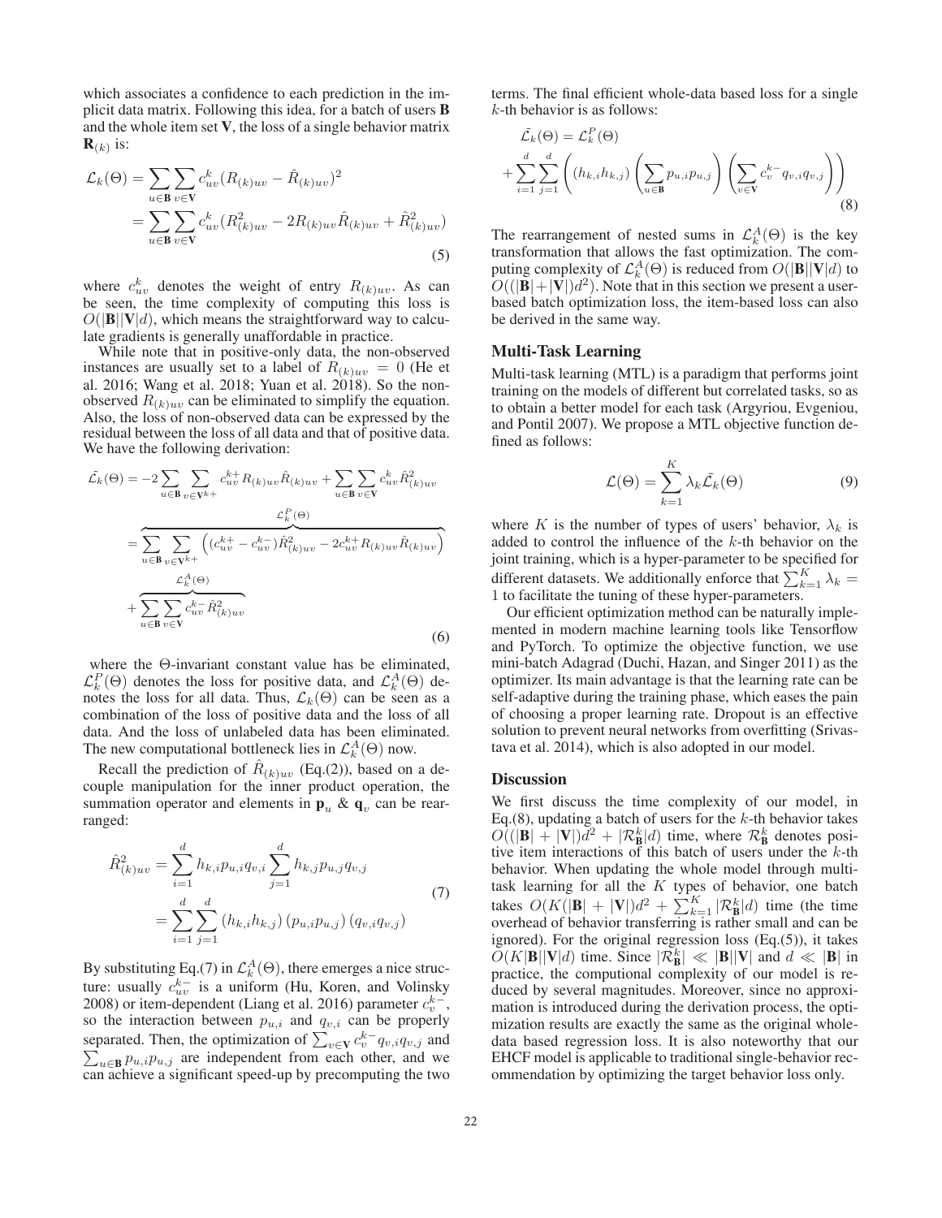which associates a confidence to each prediction in the implicit data matrix. Following this idea, for a batch of users **B** and the whole item set **V**, the loss of a single behavior matrix $\mathbf{R}_{(k)}$ is:

$$
\begin{aligned}
\mathcal{L}_k(\Theta) &= \sum_{u \in \mathbf{B}} \sum_{v \in \mathbf{V}} c_{uv}^k (R_{(k)uv} - \hat{R}_{(k)uv})^2 \\
&= \sum_{u \in \mathbf{B}} \sum_{v \in \mathbf{V}} c_{uv}^k (R_{(k)uv}^2 - 2R_{(k)uv}\hat{R}_{(k)uv} + \hat{R}_{(k)uv}^2)
\end{aligned} \tag{5}
$$

where $c_{uv}^k$ denotes the weight of entry $R_{(k)uv}$. As can be seen, the time complexity of computing this loss is $O(|\mathbf{B}||\mathbf{V}|d)$, which means the straightforward way to calculate gradients is generally unaffordable in practice.

While note that in positive-only data, the non-observed instances are usually set to a label of $R_{(k)uv} = 0$ (He et al. 2016; Wang et al. 2018; Yuan et al. 2018). So the non-observed $R_{(k)uv}$ can be eliminated to simplify the equation. Also, the loss of non-observed data can be expressed by the residual between the loss of all data and that of positive data. We have the following derivation:

$$
\begin{aligned}
\tilde{\mathcal{L}_k}(\Theta) &= -2\sum_{u \in \mathbf{B}} \sum_{v \in \mathbf{V}^{k+}} c_{uv}^{k+} R_{(k)uv}\hat{R}_{(k)uv} + \sum_{u \in \mathbf{B}} \sum_{v \in \mathbf{V}} c_{uv}^k \hat{R}_{(k)uv}^2 \\
&= \overbrace{\sum_{u \in \mathbf{B}} \sum_{v \in \mathbf{V}^{k+}} \left( (c_{uv}^{k+} - c_{uv}^{k-})\hat{R}_{(k)uv}^2 - 2c_{uv}^{k+} R_{(k)uv}\hat{R}_{(k)uv} \right)}^{\mathcal{L}_k^P(\Theta)} \\
&\quad + \overbrace{\sum_{u \in \mathbf{B}} \sum_{v \in \mathbf{V}} c_{uv}^{k-} \hat{R}_{(k)uv}^2}^{\mathcal{L}_k^A(\Theta)}
\end{aligned} \tag{6}
$$

where the $\Theta$-invariant constant value has be eliminated, $\mathcal{L}_k^P(\Theta)$ denotes the loss for positive data, and $\mathcal{L}_k^A(\Theta)$ denotes the loss for all data. Thus, $\mathcal{L}_k(\Theta)$ can be seen as a combination of the loss of positive data and the loss of all data. And the loss of unlabeled data has been eliminated. The new computational bottleneck lies in $\mathcal{L}_k^A(\Theta)$ now.

Recall the prediction of $\hat{R}_{(k)uv}$ (Eq.(2)), based on a decouple manipulation for the inner product operation, the summation operator and elements in $\mathbf{p}_u$ & $\mathbf{q}_v$ can be rearranged:

$$
\begin{aligned}
\hat{R}_{(k)uv}^2 &= \sum_{i=1}^{d} h_{k,i} p_{u,i} q_{v,i} \sum_{j=1}^{d} h_{k,j} p_{u,j} q_{v,j} \\
&= \sum_{i=1}^{d} \sum_{j=1}^{d} (h_{k,i} h_{k,j}) (p_{u,i} p_{u,j}) (q_{v,i} q_{v,j})
\end{aligned} \tag{7}
$$

By substituting Eq.(7) in $\mathcal{L}_k^A(\Theta)$, there emerges a nice structure: usually $c_{uv}^{k-}$ is a uniform (Hu, Koren, and Volinsky 2008) or item-dependent (Liang et al. 2016) parameter $c_v^{k-}$, so the interaction between $p_{u,i}$ and $q_{v,i}$ can be properly separated. Then, the optimization of $\sum_{v \in \mathbf{V}} c_v^{k-} q_{v,i} q_{v,j}$ and $\sum_{u \in \mathbf{B}} p_{u,i} p_{u,j}$ are independent from each other, and we can achieve a significant speed-up by precomputing the two terms. The final efficient whole-data based loss for a single $k$-th behavior is as follows:

$$
\begin{aligned}
\tilde{\mathcal{L}_k}(\Theta) &= \mathcal{L}_k^P(\Theta) \\
&+ \sum_{i=1}^{d} \sum_{j=1}^{d} \left( (h_{k,i} h_{k,j}) \left( \sum_{u \in \mathbf{B}} p_{u,i} p_{u,j} \right) \left( \sum_{v \in \mathbf{V}} c_v^{k-} q_{v,i} q_{v,j} \right) \right)
\end{aligned} \tag{8}
$$

The rearrangement of nested sums in $\mathcal{L}_k^A(\Theta)$ is the key transformation that allows the fast optimization. The computing complexity of $\mathcal{L}_k^A(\Theta)$ is reduced from $O(|\mathbf{B}||\mathbf{V}|d)$ to $O((|\mathbf{B}|+|\mathbf{V}|)d^2)$. Note that in this section we present a user-based batch optimization loss, the item-based loss can also be derived in the same way.

## Multi-Task Learning

Multi-task learning (MTL) is a paradigm that performs joint training on the models of different but correlated tasks, so as to obtain a better model for each task (Argyriou, Evgeniou, and Pontil 2007). We propose a MTL objective function defined as follows:

$$
\mathcal{L}(\Theta) = \sum_{k=1}^{K} \lambda_k \tilde{\mathcal{L}_k}(\Theta) \tag{9}
$$

where $K$ is the number of types of users' behavior, $\lambda_k$ is added to control the influence of the $k$-th behavior on the joint training, which is a hyper-parameter to be specified for different datasets. We additionally enforce that $\sum_{k=1}^{K} \lambda_k = 1$ to facilitate the tuning of these hyper-parameters.

Our efficient optimization method can be naturally implemented in modern machine learning tools like Tensorflow and PyTorch. To optimize the objective function, we use mini-batch Adagrad (Duchi, Hazan, and Singer 2011) as the optimizer. Its main advantage is that the learning rate can be self-adaptive during the training phase, which eases the pain of choosing a proper learning rate. Dropout is an effective solution to prevent neural networks from overfitting (Srivastava et al. 2014), which is also adopted in our model.

## Discussion

We first discuss the time complexity of our model, in Eq.(8), updating a batch of users for the $k$-th behavior takes $O((|\mathbf{B}| + |\mathbf{V}|)d^2 + |\mathcal{R}_{\mathbf{B}}^k|d)$ time, where $\mathcal{R}_{\mathbf{B}}^k$ denotes positive item interactions of this batch of users under the $k$-th behavior. When updating the whole model through multi-task learning for all the $K$ types of behavior, one batch takes $O(K(|\mathbf{B}| + |\mathbf{V}|)d^2 + \sum_{k=1}^{K} |\mathcal{R}_{\mathbf{B}}^k|d)$ time (the time overhead of behavior transferring is rather small and can be ignored). For the original regression loss (Eq.(5)), it takes $O(K|\mathbf{B}||\mathbf{V}|d)$ time. Since $|\mathcal{R}_{\mathbf{B}}^k| \ll |\mathbf{B}||\mathbf{V}|$ and $d \ll |\mathbf{B}|$ in practice, the computional complexity of our model is reduced by several magnitudes. Moreover, since no approximation is introduced during the derivation process, the optimization results are exactly the same as the original whole-data based regression loss. It is also noteworthy that our EHCF model is applicable to traditional single-behavior recommendation by optimizing the target behavior loss only.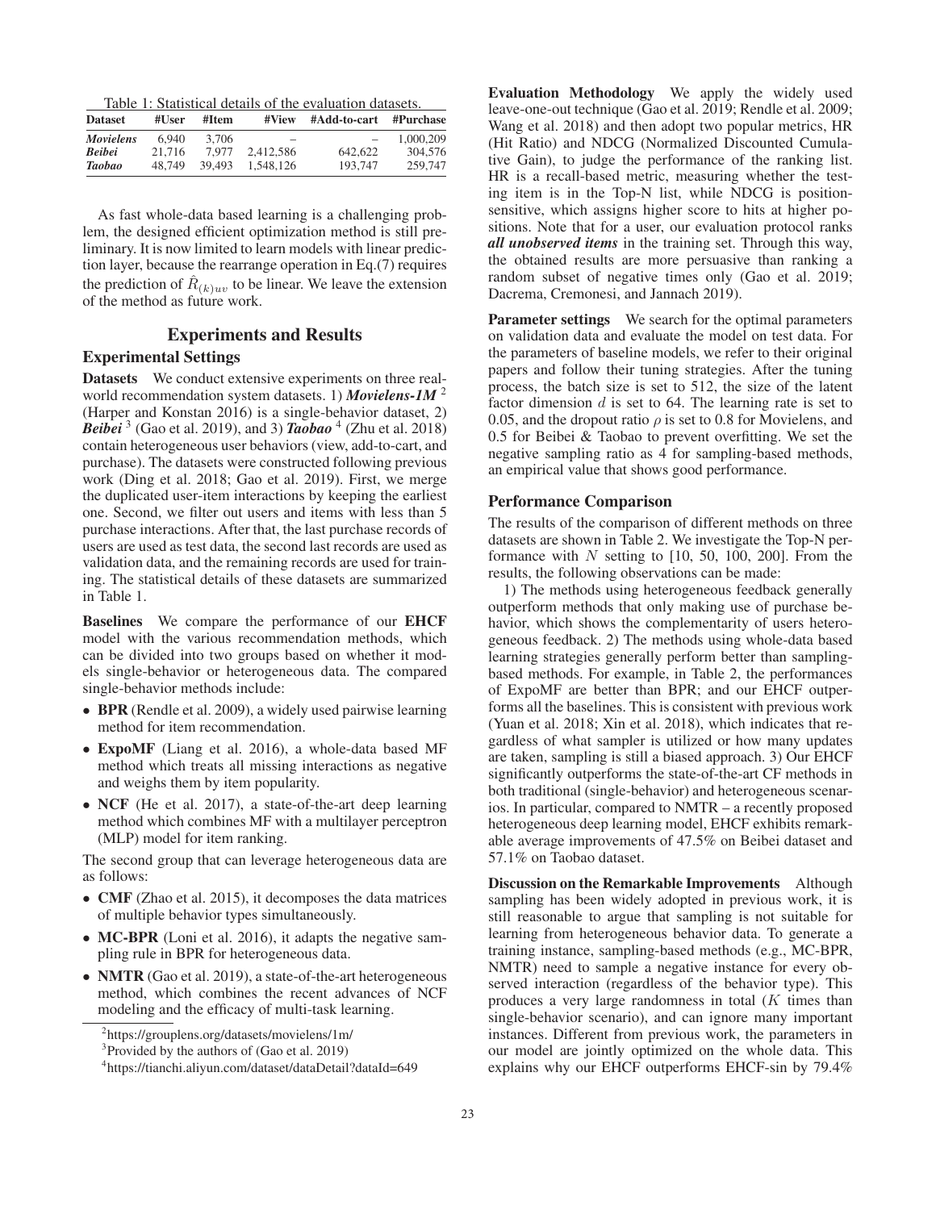Table 1: Statistical details of the evaluation datasets.

| Dataset | #User | #Item | #View | #Add-to-cart | #Purchase |
|---|---|---|---|---|---|
| *Movielens* | 6,940 | 3,706 | – | – | 1,000,209 |
| *Beibei* | 21,716 | 7,977 | 2,412,586 | 642,622 | 304,576 |
| *Taobao* | 48,749 | 39,493 | 1,548,126 | 193,747 | 259,747 |

As fast whole-data based learning is a challenging problem, the designed efficient optimization method is still preliminary. It is now limited to learn models with linear prediction layer, because the rearrange operation in Eq.(7) requires the prediction of $\hat{R}_{(k)uv}$ to be linear. We leave the extension of the method as future work.

## Experiments and Results

### Experimental Settings

**Datasets** We conduct extensive experiments on three real-world recommendation system datasets. 1) ***Movielens-1M*** [2] (Harper and Konstan 2016) is a single-behavior dataset, 2) ***Beibei*** [3] (Gao et al. 2019), and 3) ***Taobao*** [4] (Zhu et al. 2018) contain heterogeneous user behaviors (view, add-to-cart, and purchase). The datasets were constructed following previous work (Ding et al. 2018; Gao et al. 2019). First, we merge the duplicated user-item interactions by keeping the earliest one. Second, we filter out users and items with less than 5 purchase interactions. After that, the last purchase records of users are used as test data, the second last records are used as validation data, and the remaining records are used for training. The statistical details of these datasets are summarized in Table 1.

**Baselines** We compare the performance of our **EHCF** model with the various recommendation methods, which can be divided into two groups based on whether it models single-behavior or heterogeneous data. The compared single-behavior methods include:

- **BPR** (Rendle et al. 2009), a widely used pairwise learning method for item recommendation.
- **ExpoMF** (Liang et al. 2016), a whole-data based MF method which treats all missing interactions as negative and weighs them by item popularity.
- **NCF** (He et al. 2017), a state-of-the-art deep learning method which combines MF with a multilayer perceptron (MLP) model for item ranking.

The second group that can leverage heterogeneous data are as follows:

- **CMF** (Zhao et al. 2015), it decomposes the data matrices of multiple behavior types simultaneously.
- **MC-BPR** (Loni et al. 2016), it adapts the negative sampling rule in BPR for heterogeneous data.
- **NMTR** (Gao et al. 2019), a state-of-the-art heterogeneous method, which combines the recent advances of NCF modeling and the efficacy of multi-task learning.

[2] https://grouplens.org/datasets/movielens/1m/

[3] Provided by the authors of (Gao et al. 2019)

[4] https://tianchi.aliyun.com/dataset/dataDetail?dataId=649

**Evaluation Methodology** We apply the widely used leave-one-out technique (Gao et al. 2019; Rendle et al. 2009; Wang et al. 2018) and then adopt two popular metrics, HR (Hit Ratio) and NDCG (Normalized Discounted Cumulative Gain), to judge the performance of the ranking list. HR is a recall-based metric, measuring whether the testing item is in the Top-N list, while NDCG is position-sensitive, which assigns higher score to hits at higher positions. Note that for a user, our evaluation protocol ranks ***all unobserved items*** in the training set. Through this way, the obtained results are more persuasive than ranking a random subset of negative times only (Gao et al. 2019; Dacrema, Cremonesi, and Jannach 2019).

**Parameter settings** We search for the optimal parameters on validation data and evaluate the model on test data. For the parameters of baseline models, we refer to their original papers and follow their tuning strategies. After the tuning process, the batch size is set to 512, the size of the latent factor dimension $d$ is set to 64. The learning rate is set to 0.05, and the dropout ratio $\rho$ is set to 0.8 for Movielens, and 0.5 for Beibei & Taobao to prevent overfitting. We set the negative sampling ratio as 4 for sampling-based methods, an empirical value that shows good performance.

### Performance Comparison

The results of the comparison of different methods on three datasets are shown in Table 2. We investigate the Top-N performance with $N$ setting to [10, 50, 100, 200]. From the results, the following observations can be made:

1) The methods using heterogeneous feedback generally outperform methods that only making use of purchase behavior, which shows the complementarity of users heterogeneous feedback. 2) The methods using whole-data based learning strategies generally perform better than sampling-based methods. For example, in Table 2, the performances of ExpoMF are better than BPR; and our EHCF outperforms all the baselines. This is consistent with previous work (Yuan et al. 2018; Xin et al. 2018), which indicates that regardless of what sampler is utilized or how many updates are taken, sampling is still a biased approach. 3) Our EHCF significantly outperforms the state-of-the-art CF methods in both traditional (single-behavior) and heterogeneous scenarios. In particular, compared to NMTR – a recently proposed heterogeneous deep learning model, EHCF exhibits remarkable average improvements of 47.5% on Beibei dataset and 57.1% on Taobao dataset.

**Discussion on the Remarkable Improvements** Although sampling has been widely adopted in previous work, it is still reasonable to argue that sampling is not suitable for learning from heterogeneous behavior data. To generate a training instance, sampling-based methods (e.g., MC-BPR, NMTR) need to sample a negative instance for every observed interaction (regardless of the behavior type). This produces a very large randomness in total ($K$ times than single-behavior scenario), and can ignore many important instances. Different from previous work, the parameters in our model are jointly optimized on the whole data. This explains why our EHCF outperforms EHCF-sin by 79.4%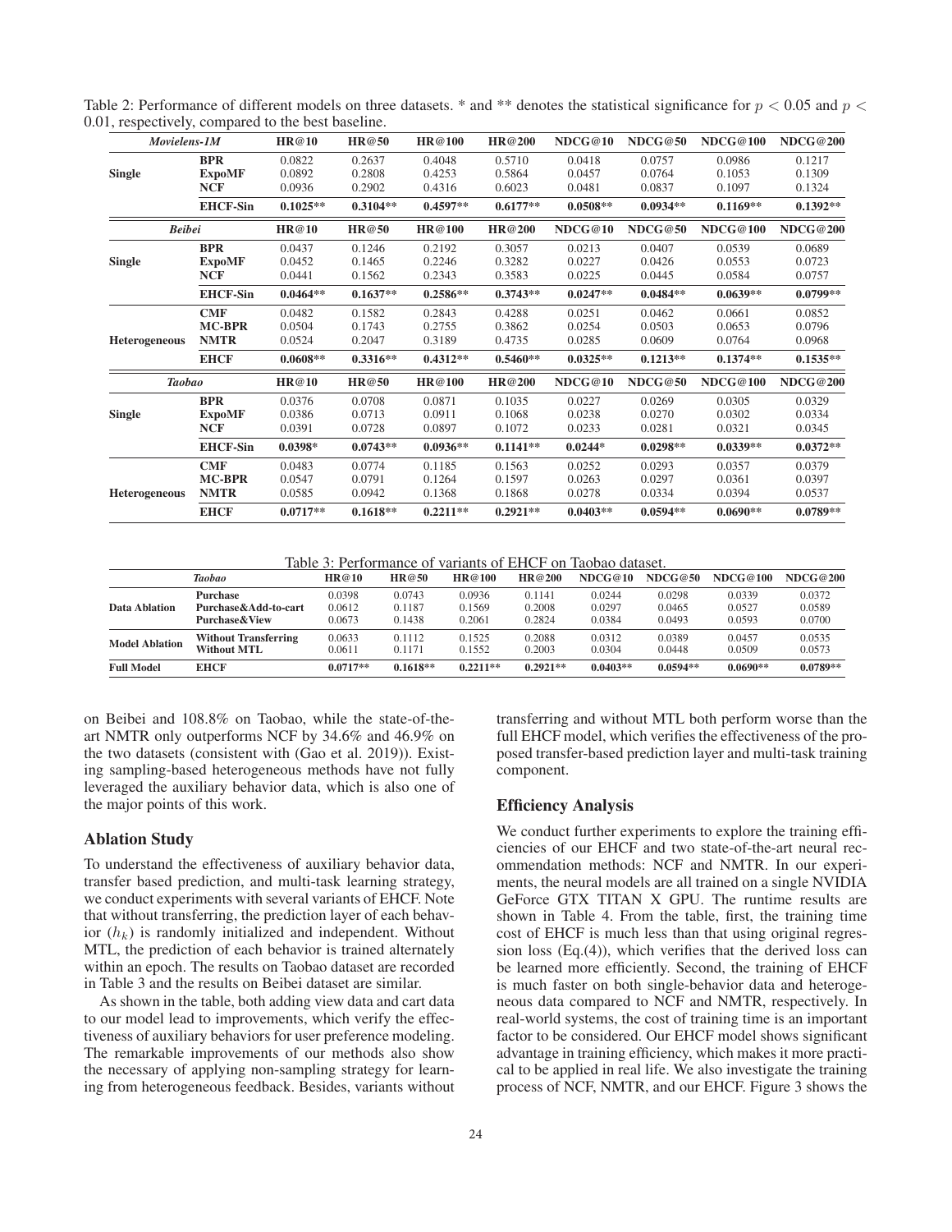Table 2: Performance of different models on three datasets. * and ** denotes the statistical significance for $p < 0.05$ and $p < 0.01$, respectively, compared to the best baseline.

| *Movielens-1M* | | HR@10 | HR@50 | HR@100 | HR@200 | NDCG@10 | NDCG@50 | NDCG@100 | NDCG@200 |
|---|---|---|---|---|---|---|---|---|---|
| **Single** | **BPR** | 0.0822 | 0.2637 | 0.4048 | 0.5710 | 0.0418 | 0.0757 | 0.0986 | 0.1217 |
| | **ExpoMF** | 0.0892 | 0.2808 | 0.4253 | 0.5864 | 0.0457 | 0.0764 | 0.1053 | 0.1309 |
| | **NCF** | 0.0936 | 0.2902 | 0.4316 | 0.6023 | 0.0481 | 0.0837 | 0.1097 | 0.1324 |
| | **EHCF-Sin** | **0.1025**** | **0.3104**** | **0.4597**** | **0.6177**** | **0.0508**** | **0.0934**** | **0.1169**** | **0.1392**** |
| ***Beibei*** | | **HR@10** | **HR@50** | **HR@100** | **HR@200** | **NDCG@10** | **NDCG@50** | **NDCG@100** | **NDCG@200** |
| **Single** | **BPR** | 0.0437 | 0.1246 | 0.2192 | 0.3057 | 0.0213 | 0.0407 | 0.0539 | 0.0689 |
| | **ExpoMF** | 0.0452 | 0.1465 | 0.2246 | 0.3282 | 0.0227 | 0.0426 | 0.0553 | 0.0723 |
| | **NCF** | 0.0441 | 0.1562 | 0.2343 | 0.3583 | 0.0225 | 0.0445 | 0.0584 | 0.0757 |
| | **EHCF-Sin** | **0.0464**** | **0.1637**** | **0.2586**** | **0.3743**** | **0.0247**** | **0.0484**** | **0.0639**** | **0.0799**** |
| **Heterogeneous** | **CMF** | 0.0482 | 0.1582 | 0.2843 | 0.4288 | 0.0251 | 0.0462 | 0.0661 | 0.0852 |
| | **MC-BPR** | 0.0504 | 0.1743 | 0.2755 | 0.3862 | 0.0254 | 0.0503 | 0.0653 | 0.0796 |
| | **NMTR** | 0.0524 | 0.2047 | 0.3189 | 0.4735 | 0.0285 | 0.0609 | 0.0764 | 0.0968 |
| | **EHCF** | **0.0608**** | **0.3316**** | **0.4312**** | **0.5460**** | **0.0325**** | **0.1213**** | **0.1374**** | **0.1535**** |
| ***Taobao*** | | **HR@10** | **HR@50** | **HR@100** | **HR@200** | **NDCG@10** | **NDCG@50** | **NDCG@100** | **NDCG@200** |
| **Single** | **BPR** | 0.0376 | 0.0708 | 0.0871 | 0.1035 | 0.0227 | 0.0269 | 0.0305 | 0.0329 |
| | **ExpoMF** | 0.0386 | 0.0713 | 0.0911 | 0.1068 | 0.0238 | 0.0270 | 0.0302 | 0.0334 |
| | **NCF** | 0.0391 | 0.0728 | 0.0897 | 0.1072 | 0.0233 | 0.0281 | 0.0321 | 0.0345 |
| | **EHCF-Sin** | **0.0398*** | **0.0743**** | **0.0936**** | **0.1141**** | **0.0244*** | **0.0298**** | **0.0339**** | **0.0372**** |
| **Heterogeneous** | **CMF** | 0.0483 | 0.0774 | 0.1185 | 0.1563 | 0.0252 | 0.0293 | 0.0357 | 0.0379 |
| | **MC-BPR** | 0.0547 | 0.0791 | 0.1264 | 0.1597 | 0.0263 | 0.0297 | 0.0361 | 0.0397 |
| | **NMTR** | 0.0585 | 0.0942 | 0.1368 | 0.1868 | 0.0278 | 0.0334 | 0.0394 | 0.0537 |
| | **EHCF** | **0.0717**** | **0.1618**** | **0.2211**** | **0.2921**** | **0.0403**** | **0.0594**** | **0.0690**** | **0.0789**** |

Table 3: Performance of variants of EHCF on Taobao dataset.

| | *Taobao* | HR@10 | HR@50 | HR@100 | HR@200 | NDCG@10 | NDCG@50 | NDCG@100 | NDCG@200 |
|---|---|---|---|---|---|---|---|---|---|
| **Data Ablation** | **Purchase** | 0.0398 | 0.0743 | 0.0936 | 0.1141 | 0.0244 | 0.0298 | 0.0339 | 0.0372 |
| | **Purchase&Add-to-cart** | 0.0612 | 0.1187 | 0.1569 | 0.2008 | 0.0297 | 0.0465 | 0.0527 | 0.0589 |
| | **Purchase&View** | 0.0673 | 0.1438 | 0.2061 | 0.2824 | 0.0384 | 0.0493 | 0.0593 | 0.0700 |
| **Model Ablation** | **Without Transferring** | 0.0633 | 0.1112 | 0.1525 | 0.2088 | 0.0312 | 0.0389 | 0.0457 | 0.0535 |
| | **Without MTL** | 0.0611 | 0.1171 | 0.1552 | 0.2003 | 0.0304 | 0.0448 | 0.0509 | 0.0573 |
| **Full Model** | **EHCF** | **0.0717**** | **0.1618**** | **0.2211**** | **0.2921**** | **0.0403**** | **0.0594**** | **0.0690**** | **0.0789**** |

on Beibei and 108.8% on Taobao, while the state-of-the-art NMTR only outperforms NCF by 34.6% and 46.9% on the two datasets (consistent with (Gao et al. 2019)). Existing sampling-based heterogeneous methods have not fully leveraged the auxiliary behavior data, which is also one of the major points of this work.

### Ablation Study

To understand the effectiveness of auxiliary behavior data, transfer based prediction, and multi-task learning strategy, we conduct experiments with several variants of EHCF. Note that without transferring, the prediction layer of each behavior ($h_k$) is randomly initialized and independent. Without MTL, the prediction of each behavior is trained alternately within an epoch. The results on Taobao dataset are recorded in Table 3 and the results on Beibei dataset are similar.

As shown in the table, both adding view data and cart data to our model lead to improvements, which verify the effectiveness of auxiliary behaviors for user preference modeling. The remarkable improvements of our methods also show the necessary of applying non-sampling strategy for learning from heterogeneous feedback. Besides, variants without transferring and without MTL both perform worse than the full EHCF model, which verifies the effectiveness of the proposed transfer-based prediction layer and multi-task training component.

### Efficiency Analysis

We conduct further experiments to explore the training efficiencies of our EHCF and two state-of-the-art neural recommendation methods: NCF and NMTR. In our experiments, the neural models are all trained on a single NVIDIA GeForce GTX TITAN X GPU. The runtime results are shown in Table 4. From the table, first, the training time cost of EHCF is much less than that using original regression loss (Eq.(4)), which verifies that the derived loss can be learned more efficiently. Second, the training of EHCF is much faster on both single-behavior data and heterogeneous data compared to NCF and NMTR, respectively. In real-world systems, the cost of training time is an important factor to be considered. Our EHCF model shows significant advantage in training efficiency, which makes it more practical to be applied in real life. We also investigate the training process of NCF, NMTR, and our EHCF. Figure 3 shows the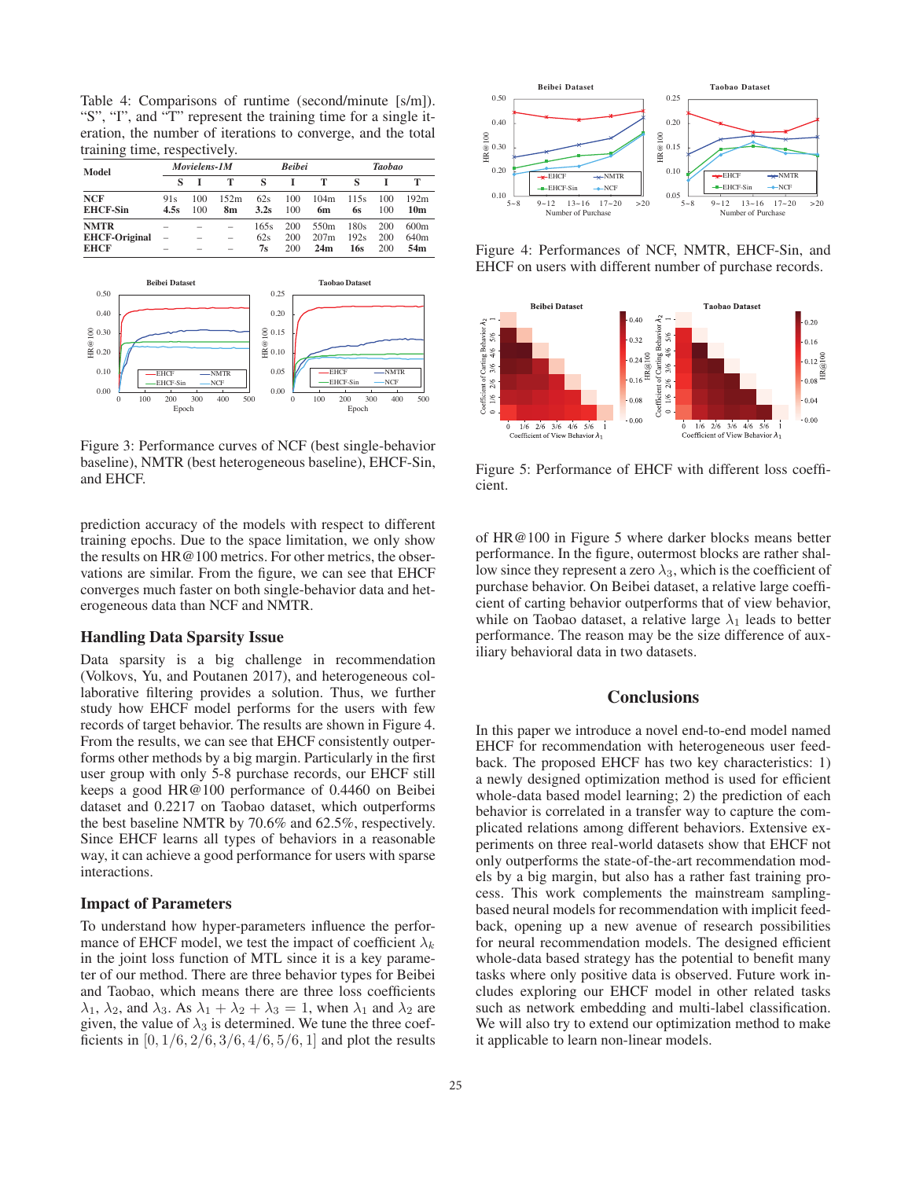Table 4: Comparisons of runtime (second/minute [s/m]). “S”, “I”, and “T” represent the training time for a single iteration, the number of iterations to converge, and the total training time, respectively.

| Model | *Movielens-1M* | | | *Beibei* | | | *Taobao* | | |
|---|---|---|---|---|---|---|---|---|---|
| | S | I | T | S | I | T | S | I | T |
| **NCF** | 91s | 100 | 152m | 62s | 100 | 104m | 115s | 100 | 192m |
| **EHCF-Sin** | **4.5s** | 100 | **8m** | **3.2s** | 100 | **6m** | **6s** | 100 | **10m** |
| **NMTR** | – | – | – | 165s | 200 | 550m | 180s | 200 | 600m |
| **EHCF-Original** | – | – | – | 62s | 200 | 207m | 192s | 200 | 640m |
| **EHCF** | – | – | – | **7s** | 200 | **24m** | **16s** | 200 | **54m** |

Figure 3: Performance curves of NCF (best single-behavior baseline), NMTR (best heterogeneous baseline), EHCF-Sin, and EHCF.

prediction accuracy of the models with respect to different training epochs. Due to the space limitation, we only show the results on HR@100 metrics. For other metrics, the observations are similar. From the figure, we can see that EHCF converges much faster on both single-behavior data and heterogeneous data than NCF and NMTR.

## Handling Data Sparsity Issue

Data sparsity is a big challenge in recommendation (Volkovs, Yu, and Poutanen 2017), and heterogeneous collaborative filtering provides a solution. Thus, we further study how EHCF model performs for the users with few records of target behavior. The results are shown in Figure 4. From the results, we can see that EHCF consistently outperforms other methods by a big margin. Particularly in the first user group with only 5-8 purchase records, our EHCF still keeps a good HR@100 performance of 0.4460 on Beibei dataset and 0.2217 on Taobao dataset, which outperforms the best baseline NMTR by 70.6% and 62.5%, respectively. Since EHCF learns all types of behaviors in a reasonable way, it can achieve a good performance for users with sparse interactions.

## Impact of Parameters

To understand how hyper-parameters influence the performance of EHCF model, we test the impact of coefficient $\lambda_k$ in the joint loss function of MTL since it is a key parameter of our method. There are three behavior types for Beibei and Taobao, which means there are three loss coefficients $\lambda_1$, $\lambda_2$, and $\lambda_3$. As $\lambda_1 + \lambda_2 + \lambda_3 = 1$, when $\lambda_1$ and $\lambda_2$ are given, the value of $\lambda_3$ is determined. We tune the three coefficients in $[0, 1/6, 2/6, 3/6, 4/6, 5/6, 1]$ and plot the results

Figure 4: Performances of NCF, NMTR, EHCF-Sin, and EHCF on users with different number of purchase records.

Figure 5: Performance of EHCF with different loss coefficient.

of HR@100 in Figure 5 where darker blocks means better performance. In the figure, outermost blocks are rather shallow since they represent a zero $\lambda_3$, which is the coefficient of purchase behavior. On Beibei dataset, a relative large coefficient of carting behavior outperforms that of view behavior, while on Taobao dataset, a relative large $\lambda_1$ leads to better performance. The reason may be the size difference of auxiliary behavioral data in two datasets.

# Conclusions

In this paper we introduce a novel end-to-end model named EHCF for recommendation with heterogeneous user feedback. The proposed EHCF has two key characteristics: 1) a newly designed optimization method is used for efficient whole-data based model learning; 2) the prediction of each behavior is correlated in a transfer way to capture the complicated relations among different behaviors. Extensive experiments on three real-world datasets show that EHCF not only outperforms the state-of-the-art recommendation models by a big margin, but also has a rather fast training process. This work complements the mainstream sampling-based neural models for recommendation with implicit feedback, opening up a new avenue of research possibilities for neural recommendation models. The designed efficient whole-data based strategy has the potential to benefit many tasks where only positive data is observed. Future work includes exploring our EHCF model in other related tasks such as network embedding and multi-label classification. We will also try to extend our optimization method to make it applicable to learn non-linear models.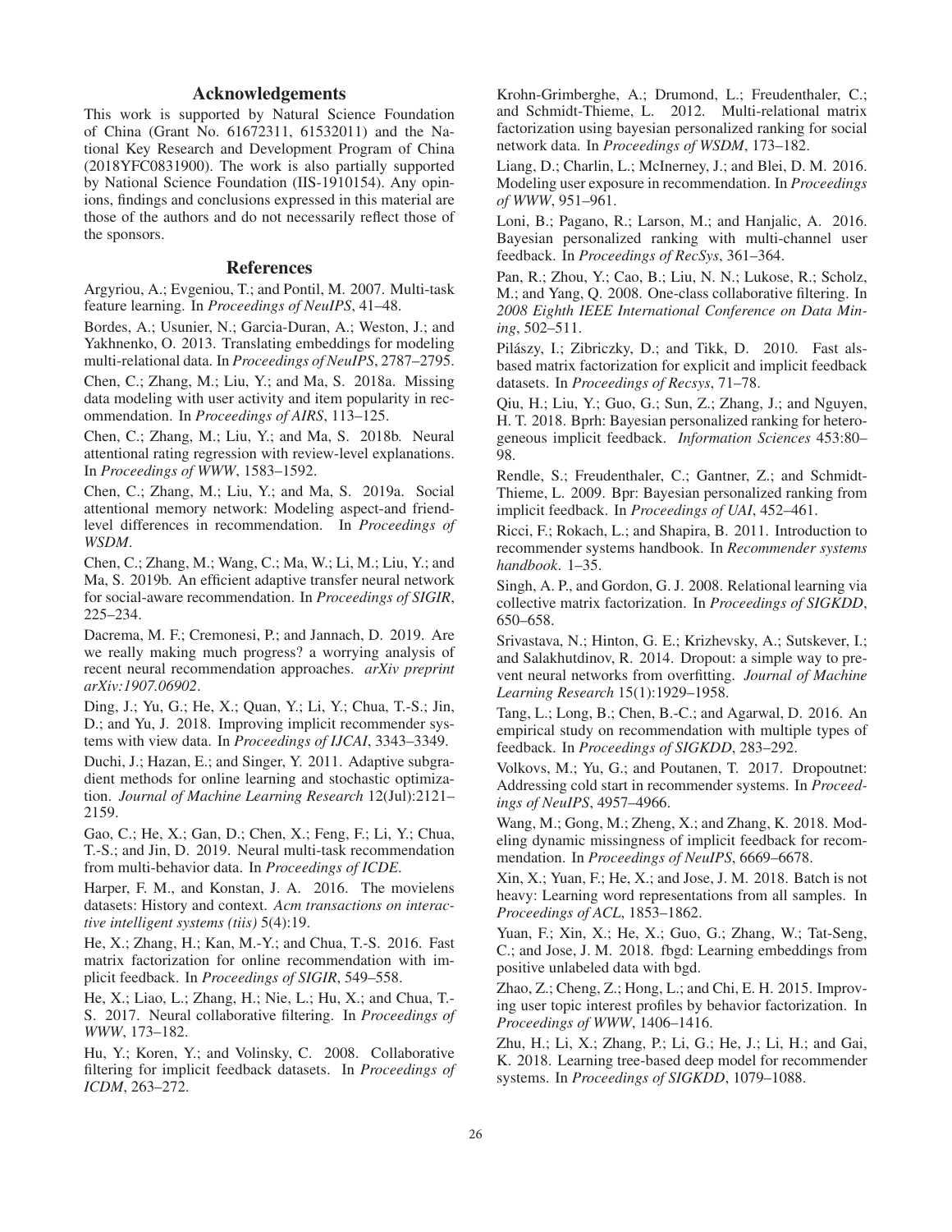## Acknowledgements

This work is supported by Natural Science Foundation of China (Grant No. 61672311, 61532011) and the National Key Research and Development Program of China (2018YFC0831900). The work is also partially supported by National Science Foundation (IIS-1910154). Any opinions, findings and conclusions expressed in this material are those of the authors and do not necessarily reflect those of the sponsors.

## References

Argyriou, A.; Evgeniou, T.; and Pontil, M. 2007. Multi-task feature learning. In *Proceedings of NeuIPS*, 41–48.

Bordes, A.; Usunier, N.; Garcia-Duran, A.; Weston, J.; and Yakhnenko, O. 2013. Translating embeddings for modeling multi-relational data. In *Proceedings of NeuIPS*, 2787–2795.

Chen, C.; Zhang, M.; Liu, Y.; and Ma, S. 2018a. Missing data modeling with user activity and item popularity in recommendation. In *Proceedings of AIRS*, 113–125.

Chen, C.; Zhang, M.; Liu, Y.; and Ma, S. 2018b. Neural attentional rating regression with review-level explanations. In *Proceedings of WWW*, 1583–1592.

Chen, C.; Zhang, M.; Liu, Y.; and Ma, S. 2019a. Social attentional memory network: Modeling aspect-and friend-level differences in recommendation. In *Proceedings of WSDM*.

Chen, C.; Zhang, M.; Wang, C.; Ma, W.; Li, M.; Liu, Y.; and Ma, S. 2019b. An efficient adaptive transfer neural network for social-aware recommendation. In *Proceedings of SIGIR*, 225–234.

Dacrema, M. F.; Cremonesi, P.; and Jannach, D. 2019. Are we really making much progress? a worrying analysis of recent neural recommendation approaches. *arXiv preprint arXiv:1907.06902*.

Ding, J.; Yu, G.; He, X.; Quan, Y.; Li, Y.; Chua, T.-S.; Jin, D.; and Yu, J. 2018. Improving implicit recommender systems with view data. In *Proceedings of IJCAI*, 3343–3349.

Duchi, J.; Hazan, E.; and Singer, Y. 2011. Adaptive subgradient methods for online learning and stochastic optimization. *Journal of Machine Learning Research* 12(Jul):2121–2159.

Gao, C.; He, X.; Gan, D.; Chen, X.; Feng, F.; Li, Y.; Chua, T.-S.; and Jin, D. 2019. Neural multi-task recommendation from multi-behavior data. In *Proceedings of ICDE*.

Harper, F. M., and Konstan, J. A. 2016. The movielens datasets: History and context. *Acm transactions on interactive intelligent systems (tiis)* 5(4):19.

He, X.; Zhang, H.; Kan, M.-Y.; and Chua, T.-S. 2016. Fast matrix factorization for online recommendation with implicit feedback. In *Proceedings of SIGIR*, 549–558.

He, X.; Liao, L.; Zhang, H.; Nie, L.; Hu, X.; and Chua, T.-S. 2017. Neural collaborative filtering. In *Proceedings of WWW*, 173–182.

Hu, Y.; Koren, Y.; and Volinsky, C. 2008. Collaborative filtering for implicit feedback datasets. In *Proceedings of ICDM*, 263–272.

Krohn-Grimberghe, A.; Drumond, L.; Freudenthaler, C.; and Schmidt-Thieme, L. 2012. Multi-relational matrix factorization using bayesian personalized ranking for social network data. In *Proceedings of WSDM*, 173–182.

Liang, D.; Charlin, L.; McInerney, J.; and Blei, D. M. 2016. Modeling user exposure in recommendation. In *Proceedings of WWW*, 951–961.

Loni, B.; Pagano, R.; Larson, M.; and Hanjalic, A. 2016. Bayesian personalized ranking with multi-channel user feedback. In *Proceedings of RecSys*, 361–364.

Pan, R.; Zhou, Y.; Cao, B.; Liu, N. N.; Lukose, R.; Scholz, M.; and Yang, Q. 2008. One-class collaborative filtering. In *2008 Eighth IEEE International Conference on Data Mining*, 502–511.

Pilászy, I.; Zibriczky, D.; and Tikk, D. 2010. Fast als-based matrix factorization for explicit and implicit feedback datasets. In *Proceedings of Recsys*, 71–78.

Qiu, H.; Liu, Y.; Guo, G.; Sun, Z.; Zhang, J.; and Nguyen, H. T. 2018. Bprh: Bayesian personalized ranking for heterogeneous implicit feedback. *Information Sciences* 453:80–98.

Rendle, S.; Freudenthaler, C.; Gantner, Z.; and Schmidt-Thieme, L. 2009. Bpr: Bayesian personalized ranking from implicit feedback. In *Proceedings of UAI*, 452–461.

Ricci, F.; Rokach, L.; and Shapira, B. 2011. Introduction to recommender systems handbook. In *Recommender systems handbook*. 1–35.

Singh, A. P., and Gordon, G. J. 2008. Relational learning via collective matrix factorization. In *Proceedings of SIGKDD*, 650–658.

Srivastava, N.; Hinton, G. E.; Krizhevsky, A.; Sutskever, I.; and Salakhutdinov, R. 2014. Dropout: a simple way to prevent neural networks from overfitting. *Journal of Machine Learning Research* 15(1):1929–1958.

Tang, L.; Long, B.; Chen, B.-C.; and Agarwal, D. 2016. An empirical study on recommendation with multiple types of feedback. In *Proceedings of SIGKDD*, 283–292.

Volkovs, M.; Yu, G.; and Poutanen, T. 2017. Dropoutnet: Addressing cold start in recommender systems. In *Proceedings of NeuIPS*, 4957–4966.

Wang, M.; Gong, M.; Zheng, X.; and Zhang, K. 2018. Modeling dynamic missingness of implicit feedback for recommendation. In *Proceedings of NeuIPS*, 6669–6678.

Xin, X.; Yuan, F.; He, X.; and Jose, J. M. 2018. Batch is not heavy: Learning word representations from all samples. In *Proceedings of ACL*, 1853–1862.

Yuan, F.; Xin, X.; He, X.; Guo, G.; Zhang, W.; Tat-Seng, C.; and Jose, J. M. 2018. fbgd: Learning embeddings from positive unlabeled data with bgd.

Zhao, Z.; Cheng, Z.; Hong, L.; and Chi, E. H. 2015. Improving user topic interest profiles by behavior factorization. In *Proceedings of WWW*, 1406–1416.

Zhu, H.; Li, X.; Zhang, P.; Li, G.; He, J.; Li, H.; and Gai, K. 2018. Learning tree-based deep model for recommender systems. In *Proceedings of SIGKDD*, 1079–1088.